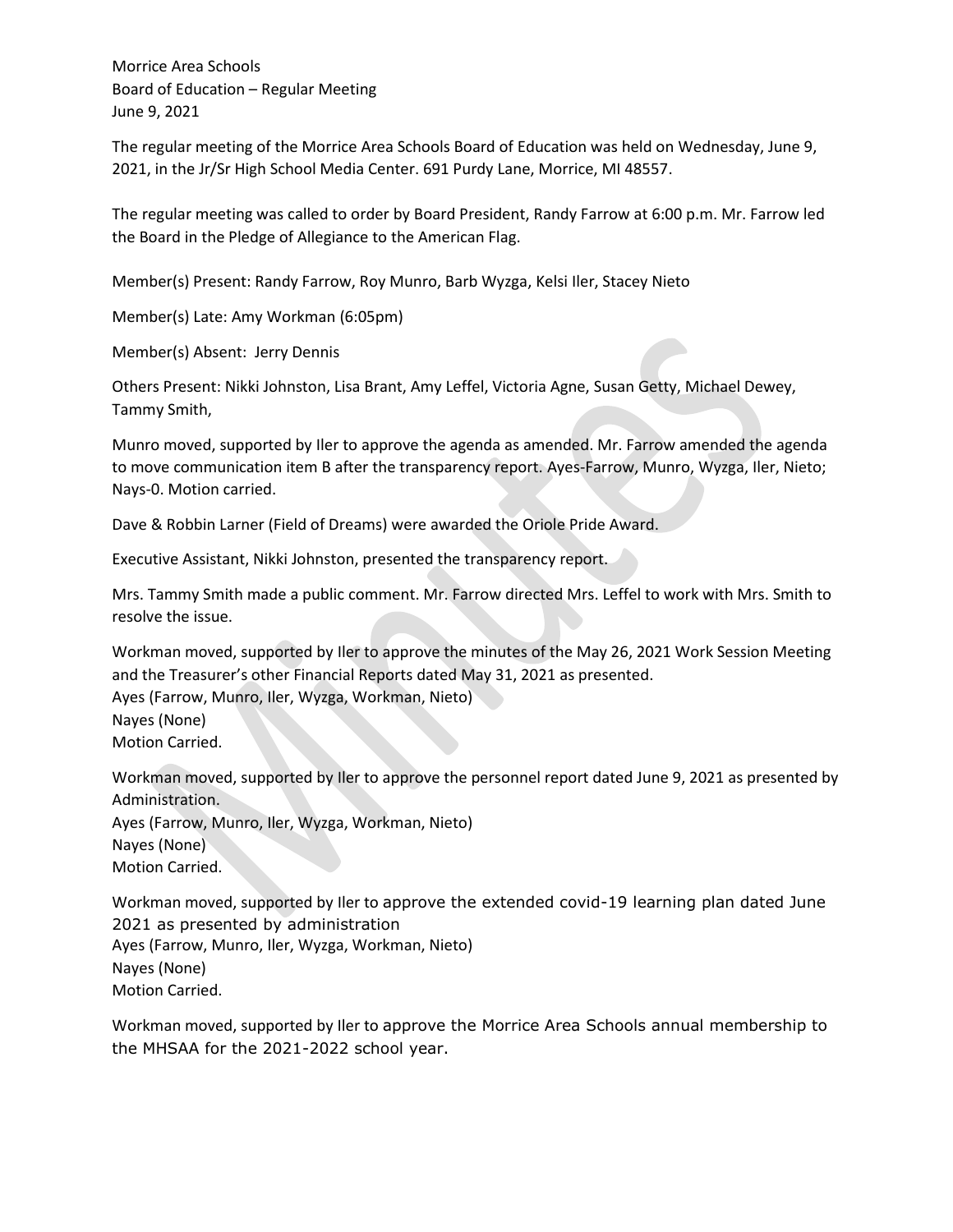Morrice Area Schools
Board of Education – Regular Meeting
June 9, 2021

The regular meeting of the Morrice Area Schools Board of Education was held on Wednesday, June 9, 2021, in the Jr/Sr High School Media Center. 691 Purdy Lane, Morrice, MI 48557.

The regular meeting was called to order by Board President, Randy Farrow at 6:00 p.m. Mr. Farrow led the Board in the Pledge of Allegiance to the American Flag.

Member(s) Present: Randy Farrow, Roy Munro, Barb Wyzga, Kelsi Iler, Stacey Nieto

Member(s) Late: Amy Workman (6:05pm)

Member(s) Absent: Jerry Dennis

Others Present: Nikki Johnston, Lisa Brant, Amy Leffel, Victoria Agne, Susan Getty, Michael Dewey, Tammy Smith,

Munro moved, supported by Iler to approve the agenda as amended. Mr. Farrow amended the agenda to move communication item B after the transparency report. Ayes-Farrow, Munro, Wyzga, Iler, Nieto; Nays-0. Motion carried.

Dave & Robbin Larner (Field of Dreams) were awarded the Oriole Pride Award.

Executive Assistant, Nikki Johnston, presented the transparency report.

Mrs. Tammy Smith made a public comment. Mr. Farrow directed Mrs. Leffel to work with Mrs. Smith to resolve the issue.

Workman moved, supported by Iler to approve the minutes of the May 26, 2021 Work Session Meeting and the Treasurer's other Financial Reports dated May 31, 2021 as presented.
Ayes (Farrow, Munro, Iler, Wyzga, Workman, Nieto)
Nayes (None)
Motion Carried.

Workman moved, supported by Iler to approve the personnel report dated June 9, 2021 as presented by Administration.
Ayes (Farrow, Munro, Iler, Wyzga, Workman, Nieto)
Nayes (None)
Motion Carried.

Workman moved, supported by Iler to approve the extended covid-19 learning plan dated June 2021 as presented by administration
Ayes (Farrow, Munro, Iler, Wyzga, Workman, Nieto)
Nayes (None)
Motion Carried.

Workman moved, supported by Iler to approve the Morrice Area Schools annual membership to the MHSAA for the 2021-2022 school year.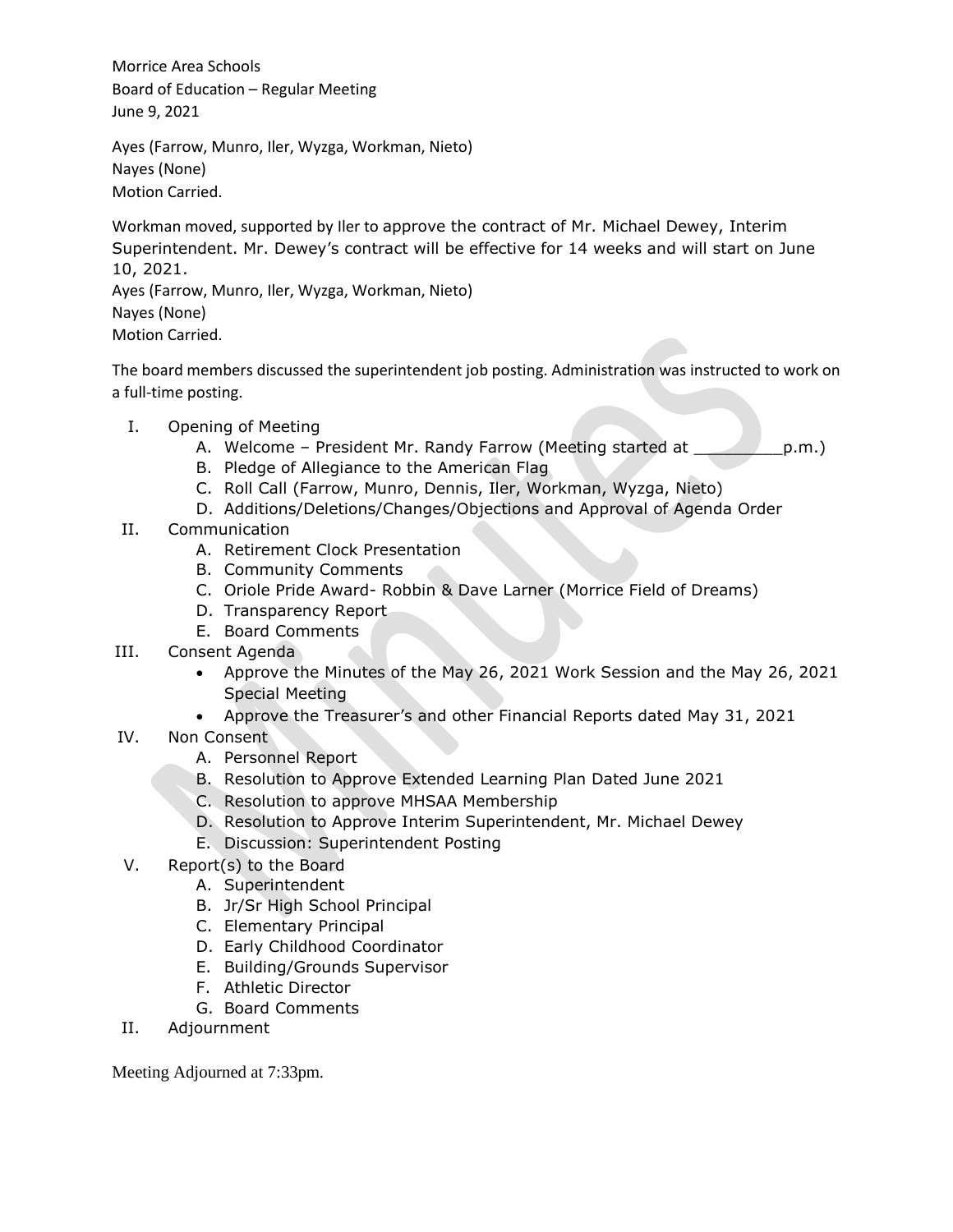Morrice Area Schools
Board of Education – Regular Meeting
June 9, 2021

Ayes (Farrow, Munro, Iler, Wyzga, Workman, Nieto)
Nayes (None)
Motion Carried.

Workman moved, supported by Iler to approve the contract of Mr. Michael Dewey, Interim Superintendent. Mr. Dewey's contract will be effective for 14 weeks and will start on June 10, 2021.
Ayes (Farrow, Munro, Iler, Wyzga, Workman, Nieto)
Nayes (None)
Motion Carried.

The board members discussed the superintendent job posting. Administration was instructed to work on a full-time posting.

I. Opening of Meeting
   A. Welcome – President Mr. Randy Farrow (Meeting started at _________p.m.)
   B. Pledge of Allegiance to the American Flag
   C. Roll Call (Farrow, Munro, Dennis, Iler, Workman, Wyzga, Nieto)
   D. Additions/Deletions/Changes/Objections and Approval of Agenda Order
II. Communication
   A. Retirement Clock Presentation
   B. Community Comments
   C. Oriole Pride Award- Robbin & Dave Larner (Morrice Field of Dreams)
   D. Transparency Report
   E. Board Comments
III. Consent Agenda
   - Approve the Minutes of the May 26, 2021 Work Session and the May 26, 2021 Special Meeting
   - Approve the Treasurer's and other Financial Reports dated May 31, 2021
IV. Non Consent
   A. Personnel Report
   B. Resolution to Approve Extended Learning Plan Dated June 2021
   C. Resolution to approve MHSAA Membership
   D. Resolution to Approve Interim Superintendent, Mr. Michael Dewey
   E. Discussion: Superintendent Posting
V. Report(s) to the Board
   A. Superintendent
   B. Jr/Sr High School Principal
   C. Elementary Principal
   D. Early Childhood Coordinator
   E. Building/Grounds Supervisor
   F. Athletic Director
   G. Board Comments
II. Adjournment

Meeting Adjourned at 7:33pm.